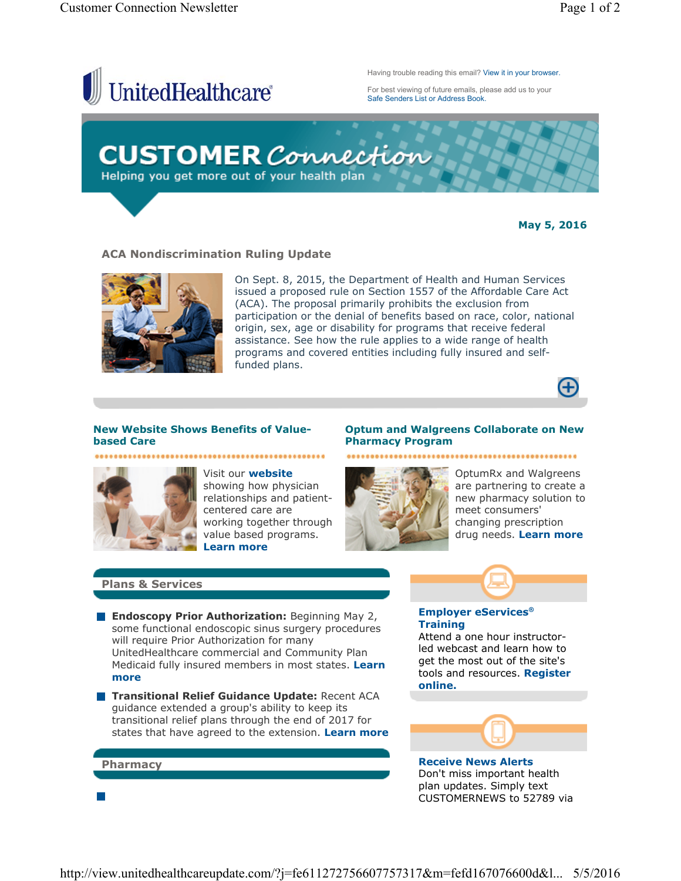UnitedHealthcare®

Having trouble reading this email? View it in your browser.

For best viewing of future emails, please add us to your Safe Senders List or Address Book.

# CUSTOMER Connection

Helping you get more out of your health plan

**May 5, 2016**

## ACA Nondiscrimination Ruling Update

On Sept. 8, 2015, the Department of Health and Human Services issued a proposed rule on Section 1557 of the Affordable Care Act (ACA). The proposal primarily prohibits the exclusion from participation or the denial of benefits based on race, color, national origin, sex, age or disability for programs that receive federal assistance. See how the rule applies to a wide range of health programs and covered entities including fully insured and self-funded plans.

### New Website Shows Benefits of Value-based Care

Visit our **website** showing how physician relationships and patient-centered care are working together through value based programs. **Learn more**

### Optum and Walgreens Collaborate on New Pharmacy Program

OptumRx and Walgreens are partnering to create a new pharmacy solution to meet consumers' changing prescription drug needs. **Learn more**

## Plans & Services

- **Endoscopy Prior Authorization:** Beginning May 2, some functional endoscopic sinus surgery procedures will require Prior Authorization for many UnitedHealthcare commercial and Community Plan Medicaid fully insured members in most states. **Learn more**
- **Transitional Relief Guidance Update:** Recent ACA guidance extended a group's ability to keep its transitional relief plans through the end of 2017 for states that have agreed to the extension. **Learn more**

## Pharmacy

### Employer eServices® Training

Attend a one hour instructor-led webcast and learn how to get the most out of the site's tools and resources. **Register online.**

### Receive News Alerts

Don't miss important health plan updates. Simply text CUSTOMERNEWS to 52789 via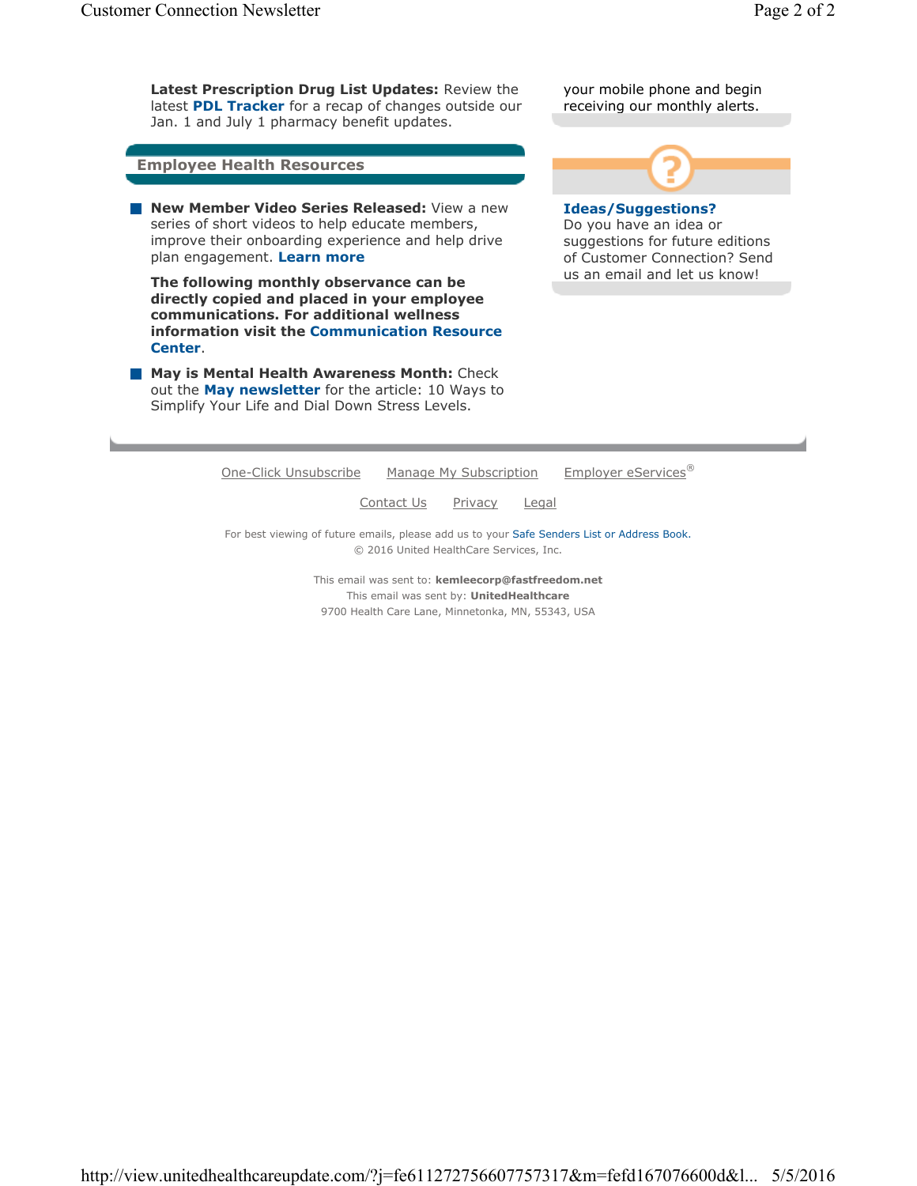**Latest Prescription Drug List Updates:** Review the latest **PDL Tracker** for a recap of changes outside our Jan. 1 and July 1 pharmacy benefit updates.

## Employee Health Resources

- **New Member Video Series Released:** View a new series of short videos to help educate members, improve their onboarding experience and help drive plan engagement. **Learn more**

**The following monthly observance can be directly copied and placed in your employee communications. For additional wellness information visit the Communication Resource Center**.

- **May is Mental Health Awareness Month:** Check out the **May newsletter** for the article: 10 Ways to Simplify Your Life and Dial Down Stress Levels.

your mobile phone and begin receiving our monthly alerts.

**Ideas/Suggestions?**
Do you have an idea or suggestions for future editions of Customer Connection? Send us an email and let us know!

One-Click Unsubscribe | Manage My Subscription | Employer eServices®

Contact Us | Privacy | Legal

For best viewing of future emails, please add us to your Safe Senders List or Address Book.
© 2016 United HealthCare Services, Inc.

This email was sent to: **kemleecorp@fastfreedom.net**
This email was sent by: **UnitedHealthcare**
9700 Health Care Lane, Minnetonka, MN, 55343, USA